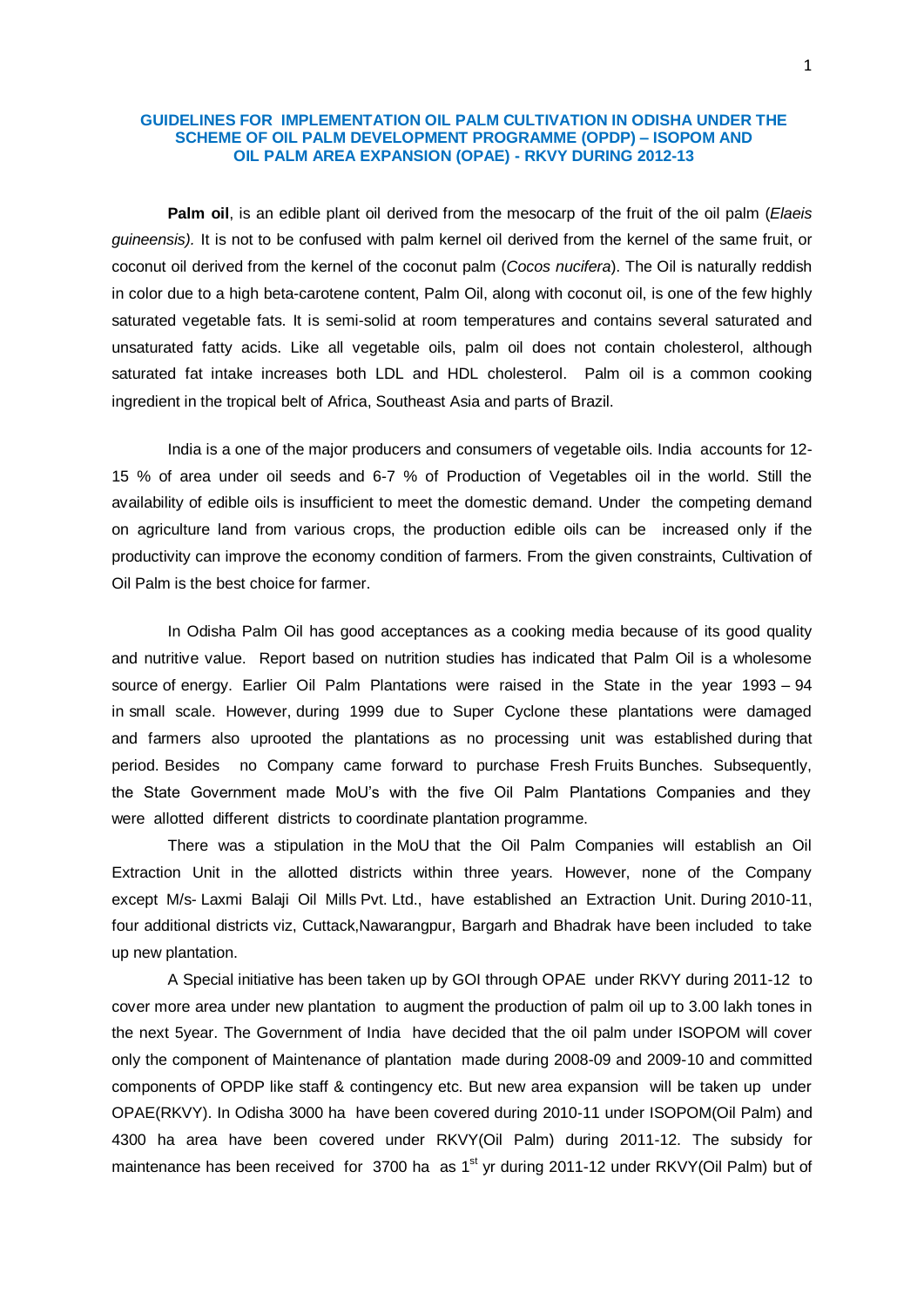# GUIDELINES FOR IMPLEMENTATION OIL PALM CULTIVATION IN ODISHA UNDER THE SCHEME OF OIL PALM DEVELOPMENT PROGRAMME (OPDP) – ISOPOM AND OIL PALM AREA EXPANSION (OPAE) - RKVY DURING 2012-13

**Palm oil**, is an edible plant oil derived from the mesocarp of the fruit of the oil palm (*Elaeis guineensis).* It is not to be confused with palm kernel oil derived from the kernel of the same fruit, or coconut oil derived from the kernel of the coconut palm (*Cocos nucifera*). The Oil is naturally reddish in color due to a high beta-carotene content, Palm Oil, along with coconut oil, is one of the few highly saturated vegetable fats. It is semi-solid at room temperatures and contains several saturated and unsaturated fatty acids. Like all vegetable oils, palm oil does not contain cholesterol, although saturated fat intake increases both LDL and HDL cholesterol. Palm oil is a common cooking ingredient in the tropical belt of Africa, Southeast Asia and parts of Brazil.

India is a one of the major producers and consumers of vegetable oils. India accounts for 12-15 % of area under oil seeds and 6-7 % of Production of Vegetables oil in the world. Still the availability of edible oils is insufficient to meet the domestic demand. Under the competing demand on agriculture land from various crops, the production edible oils can be increased only if the productivity can improve the economy condition of farmers. From the given constraints, Cultivation of Oil Palm is the best choice for farmer.

In Odisha Palm Oil has good acceptances as a cooking media because of its good quality and nutritive value. Report based on nutrition studies has indicated that Palm Oil is a wholesome source of energy. Earlier Oil Palm Plantations were raised in the State in the year 1993 – 94 in small scale. However, during 1999 due to Super Cyclone these plantations were damaged and farmers also uprooted the plantations as no processing unit was established during that period. Besides no Company came forward to purchase Fresh Fruits Bunches. Subsequently, the State Government made MoU's with the five Oil Palm Plantations Companies and they were allotted different districts to coordinate plantation programme.

There was a stipulation in the MoU that the Oil Palm Companies will establish an Oil Extraction Unit in the allotted districts within three years. However, none of the Company except M/s- Laxmi Balaji Oil Mills Pvt. Ltd., have established an Extraction Unit. During 2010-11, four additional districts viz, Cuttack,Nawarangpur, Bargarh and Bhadrak have been included to take up new plantation.

A Special initiative has been taken up by GOI through OPAE under RKVY during 2011-12 to cover more area under new plantation to augment the production of palm oil up to 3.00 lakh tones in the next 5year. The Government of India have decided that the oil palm under ISOPOM will cover only the component of Maintenance of plantation made during 2008-09 and 2009-10 and committed components of OPDP like staff & contingency etc. But new area expansion will be taken up under OPAE(RKVY). In Odisha 3000 ha have been covered during 2010-11 under ISOPOM(Oil Palm) and 4300 ha area have been covered under RKVY(Oil Palm) during 2011-12. The subsidy for maintenance has been received for 3700 ha as 1st yr during 2011-12 under RKVY(Oil Palm) but of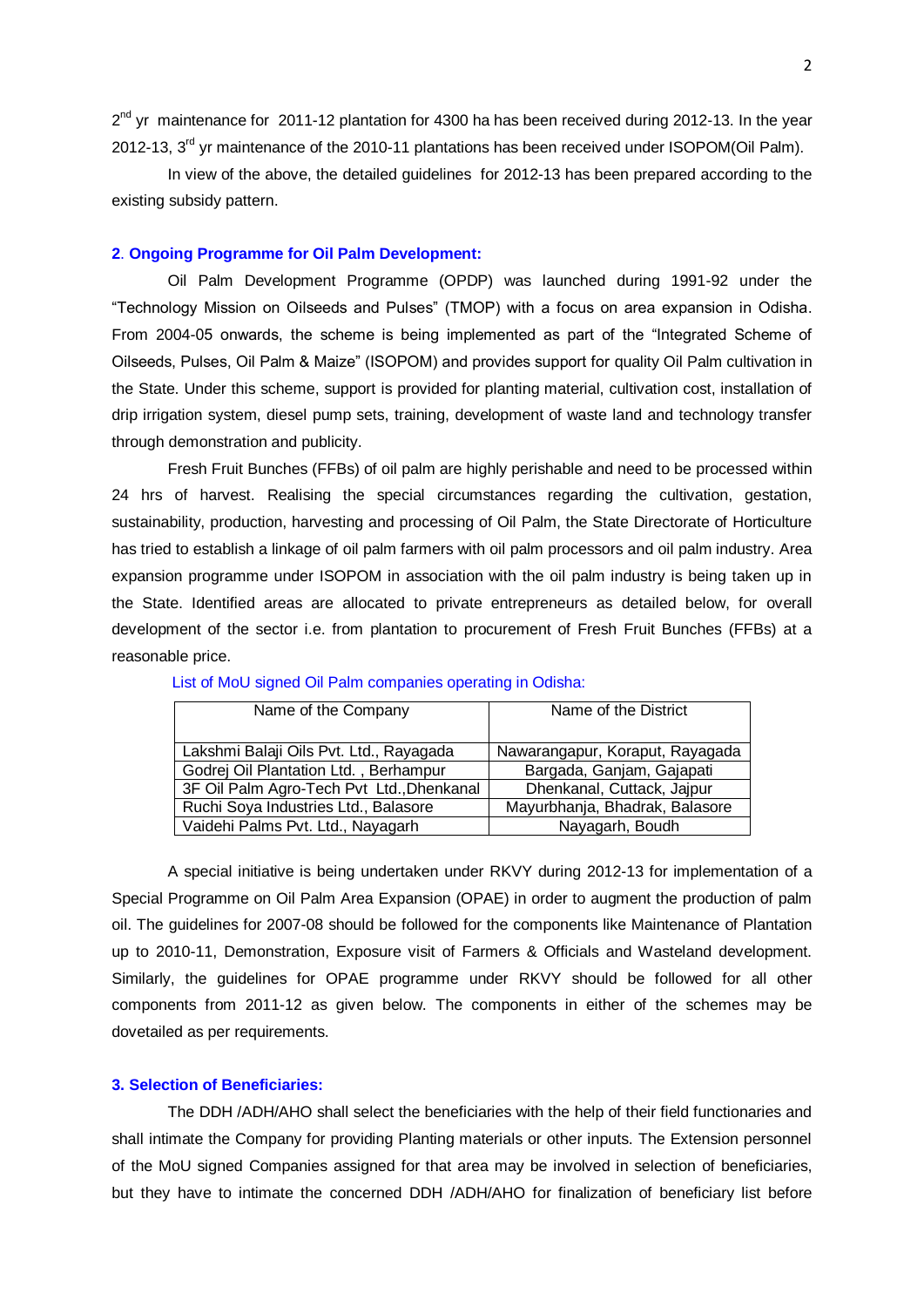2$^{nd}$ yr maintenance for 2011-12 plantation for 4300 ha has been received during 2012-13. In the year 2012-13, 3$^{rd}$ yr maintenance of the 2010-11 plantations has been received under ISOPOM(Oil Palm).

In view of the above, the detailed guidelines for 2012-13 has been prepared according to the existing subsidy pattern.

### 2. Ongoing Programme for Oil Palm Development:

Oil Palm Development Programme (OPDP) was launched during 1991-92 under the "Technology Mission on Oilseeds and Pulses" (TMOP) with a focus on area expansion in Odisha. From 2004-05 onwards, the scheme is being implemented as part of the "Integrated Scheme of Oilseeds, Pulses, Oil Palm & Maize" (ISOPOM) and provides support for quality Oil Palm cultivation in the State. Under this scheme, support is provided for planting material, cultivation cost, installation of drip irrigation system, diesel pump sets, training, development of waste land and technology transfer through demonstration and publicity.

Fresh Fruit Bunches (FFBs) of oil palm are highly perishable and need to be processed within 24 hrs of harvest. Realising the special circumstances regarding the cultivation, gestation, sustainability, production, harvesting and processing of Oil Palm, the State Directorate of Horticulture has tried to establish a linkage of oil palm farmers with oil palm processors and oil palm industry. Area expansion programme under ISOPOM in association with the oil palm industry is being taken up in the State. Identified areas are allocated to private entrepreneurs as detailed below, for overall development of the sector i.e. from plantation to procurement of Fresh Fruit Bunches (FFBs) at a reasonable price.

List of MoU signed Oil Palm companies operating in Odisha:

| Name of the Company | Name of the District |
|---|---|
| Lakshmi Balaji Oils Pvt. Ltd., Rayagada | Nawarangapur, Koraput, Rayagada |
| Godrej Oil Plantation Ltd. , Berhampur | Bargada, Ganjam, Gajapati |
| 3F Oil Palm Agro-Tech Pvt Ltd.,Dhenkanal | Dhenkanal, Cuttack, Jajpur |
| Ruchi Soya Industries Ltd., Balasore | Mayurbhanja, Bhadrak, Balasore |
| Vaidehi Palms Pvt. Ltd., Nayagarh | Nayagarh, Boudh |

A special initiative is being undertaken under RKVY during 2012-13 for implementation of a Special Programme on Oil Palm Area Expansion (OPAE) in order to augment the production of palm oil. The guidelines for 2007-08 should be followed for the components like Maintenance of Plantation up to 2010-11, Demonstration, Exposure visit of Farmers & Officials and Wasteland development. Similarly, the guidelines for OPAE programme under RKVY should be followed for all other components from 2011-12 as given below. The components in either of the schemes may be dovetailed as per requirements.

### 3. Selection of Beneficiaries:

The DDH /ADH/AHO shall select the beneficiaries with the help of their field functionaries and shall intimate the Company for providing Planting materials or other inputs. The Extension personnel of the MoU signed Companies assigned for that area may be involved in selection of beneficiaries, but they have to intimate the concerned DDH /ADH/AHO for finalization of beneficiary list before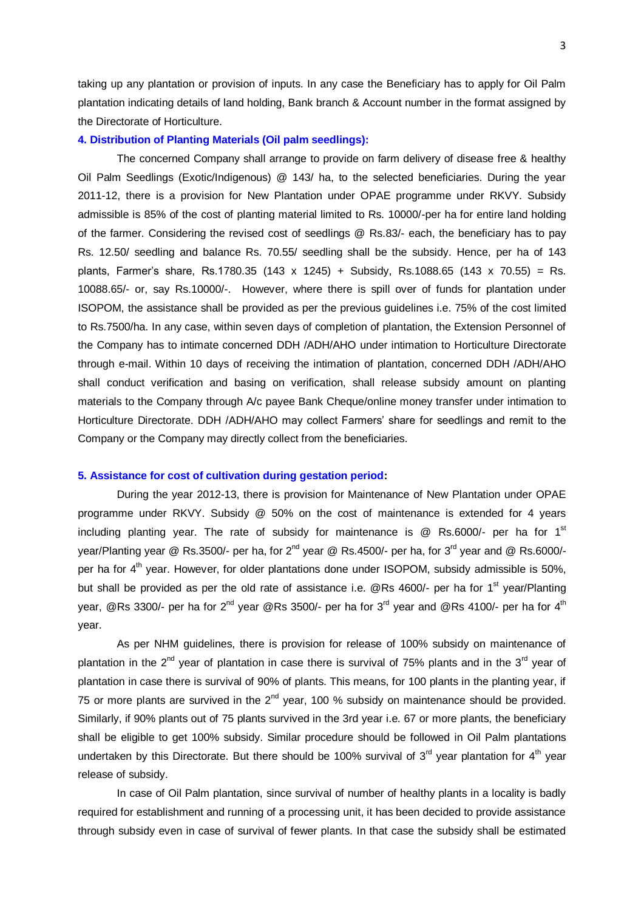taking up any plantation or provision of inputs. In any case the Beneficiary has to apply for Oil Palm plantation indicating details of land holding, Bank branch & Account number in the format assigned by the Directorate of Horticulture.

### 4. Distribution of Planting Materials (Oil palm seedlings):

The concerned Company shall arrange to provide on farm delivery of disease free & healthy Oil Palm Seedlings (Exotic/Indigenous) @ 143/ ha, to the selected beneficiaries. During the year 2011-12, there is a provision for New Plantation under OPAE programme under RKVY. Subsidy admissible is 85% of the cost of planting material limited to Rs. 10000/-per ha for entire land holding of the farmer. Considering the revised cost of seedlings @ Rs.83/- each, the beneficiary has to pay Rs. 12.50/ seedling and balance Rs. 70.55/ seedling shall be the subsidy. Hence, per ha of 143 plants, Farmer's share, Rs.1780.35 (143 x 1245) + Subsidy, Rs.1088.65 (143 x 70.55) = Rs. 10088.65/- or, say Rs.10000/-. However, where there is spill over of funds for plantation under ISOPOM, the assistance shall be provided as per the previous guidelines i.e. 75% of the cost limited to Rs.7500/ha. In any case, within seven days of completion of plantation, the Extension Personnel of the Company has to intimate concerned DDH /ADH/AHO under intimation to Horticulture Directorate through e-mail. Within 10 days of receiving the intimation of plantation, concerned DDH /ADH/AHO shall conduct verification and basing on verification, shall release subsidy amount on planting materials to the Company through A/c payee Bank Cheque/online money transfer under intimation to Horticulture Directorate. DDH /ADH/AHO may collect Farmers' share for seedlings and remit to the Company or the Company may directly collect from the beneficiaries.

### 5. Assistance for cost of cultivation during gestation period:

During the year 2012-13, there is provision for Maintenance of New Plantation under OPAE programme under RKVY. Subsidy @ 50% on the cost of maintenance is extended for 4 years including planting year. The rate of subsidy for maintenance is @ Rs.6000/- per ha for 1st year/Planting year @ Rs.3500/- per ha, for 2nd year @ Rs.4500/- per ha, for 3rd year and @ Rs.6000/- per ha for 4th year. However, for older plantations done under ISOPOM, subsidy admissible is 50%, but shall be provided as per the old rate of assistance i.e. @Rs 4600/- per ha for 1st year/Planting year, @Rs 3300/- per ha for 2nd year @Rs 3500/- per ha for 3rd year and @Rs 4100/- per ha for 4th year.

As per NHM guidelines, there is provision for release of 100% subsidy on maintenance of plantation in the 2nd year of plantation in case there is survival of 75% plants and in the 3rd year of plantation in case there is survival of 90% of plants. This means, for 100 plants in the planting year, if 75 or more plants are survived in the 2nd year, 100 % subsidy on maintenance should be provided. Similarly, if 90% plants out of 75 plants survived in the 3rd year i.e. 67 or more plants, the beneficiary shall be eligible to get 100% subsidy. Similar procedure should be followed in Oil Palm plantations undertaken by this Directorate. But there should be 100% survival of 3rd year plantation for 4th year release of subsidy.

In case of Oil Palm plantation, since survival of number of healthy plants in a locality is badly required for establishment and running of a processing unit, it has been decided to provide assistance through subsidy even in case of survival of fewer plants. In that case the subsidy shall be estimated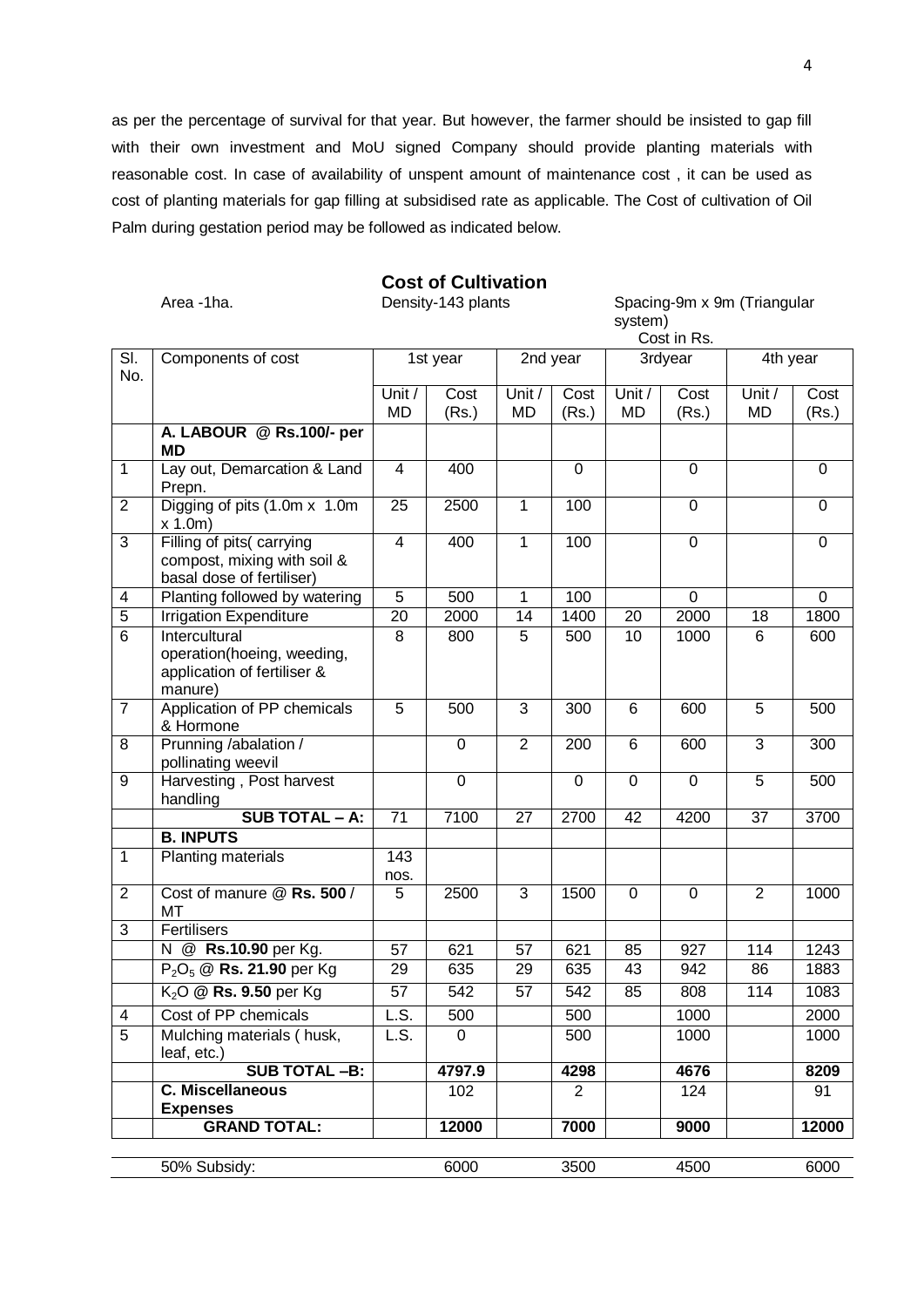as per the percentage of survival for that year. But however, the farmer should be insisted to gap fill with their own investment and MoU signed Company should provide planting materials with reasonable cost. In case of availability of unspent amount of maintenance cost , it can be used as cost of planting materials for gap filling at subsidised rate as applicable. The Cost of cultivation of Oil Palm during gestation period may be followed as indicated below.

## Cost of Cultivation

Area -1ha. Density-143 plants Spacing-9m x 9m (Triangular system)

Cost in Rs.

| Sl. No. | Components of cost | 1st year | | 2nd year | | 3rdyear | | 4th year | |
|---|---|---|---|---|---|---|---|---|---|
| | | Unit / MD | Cost (Rs.) | Unit / MD | Cost (Rs.) | Unit / MD | Cost (Rs.) | Unit / MD | Cost (Rs.) |
| | **A. LABOUR @ Rs.100/- per MD** | | | | | | | | |
| 1 | Lay out, Demarcation & Land Prepn. | 4 | 400 | | 0 | | 0 | | 0 |
| 2 | Digging of pits (1.0m x 1.0m x 1.0m) | 25 | 2500 | 1 | 100 | | 0 | | 0 |
| 3 | Filling of pits( carrying compost, mixing with soil & basal dose of fertiliser) | 4 | 400 | 1 | 100 | | 0 | | 0 |
| 4 | Planting followed by watering | 5 | 500 | 1 | 100 | | 0 | | 0 |
| 5 | Irrigation Expenditure | 20 | 2000 | 14 | 1400 | 20 | 2000 | 18 | 1800 |
| 6 | Intercultural operation(hoeing, weeding, application of fertiliser & manure) | 8 | 800 | 5 | 500 | 10 | 1000 | 6 | 600 |
| 7 | Application of PP chemicals & Hormone | 5 | 500 | 3 | 300 | 6 | 600 | 5 | 500 |
| 8 | Prunning /abalation / pollinating weevil | | 0 | 2 | 200 | 6 | 600 | 3 | 300 |
| 9 | Harvesting , Post harvest handling | | 0 | | 0 | 0 | 0 | 5 | 500 |
| | **SUB TOTAL – A:** | 71 | 7100 | 27 | 2700 | 42 | 4200 | 37 | 3700 |
| | **B. INPUTS** | | | | | | | | |
| 1 | Planting materials | 143 nos. | | | | | | | |
| 2 | Cost of manure @ **Rs. 500** / MT | 5 | 2500 | 3 | 1500 | 0 | 0 | 2 | 1000 |
| 3 | Fertilisers | | | | | | | | |
| | N @ **Rs.10.90** per Kg. | 57 | 621 | 57 | 621 | 85 | 927 | 114 | 1243 |
| | $P_2O_5$ @ **Rs. 21.90** per Kg | 29 | 635 | 29 | 635 | 43 | 942 | 86 | 1883 |
| | $K_2O$ @ **Rs. 9.50** per Kg | 57 | 542 | 57 | 542 | 85 | 808 | 114 | 1083 |
| 4 | Cost of PP chemicals | L.S. | 500 | | 500 | | 1000 | | 2000 |
| 5 | Mulching materials ( husk, leaf, etc.) | L.S. | 0 | | 500 | | 1000 | | 1000 |
| | **SUB TOTAL –B:** | | **4797.9** | | **4298** | | **4676** | | **8209** |
| | **C. Miscellaneous Expenses** | | 102 | | 2 | | 124 | | 91 |
| | **GRAND TOTAL:** | | **12000** | | **7000** | | **9000** | | **12000** |
| | 50% Subsidy: | | 6000 | | 3500 | | 4500 | | 6000 |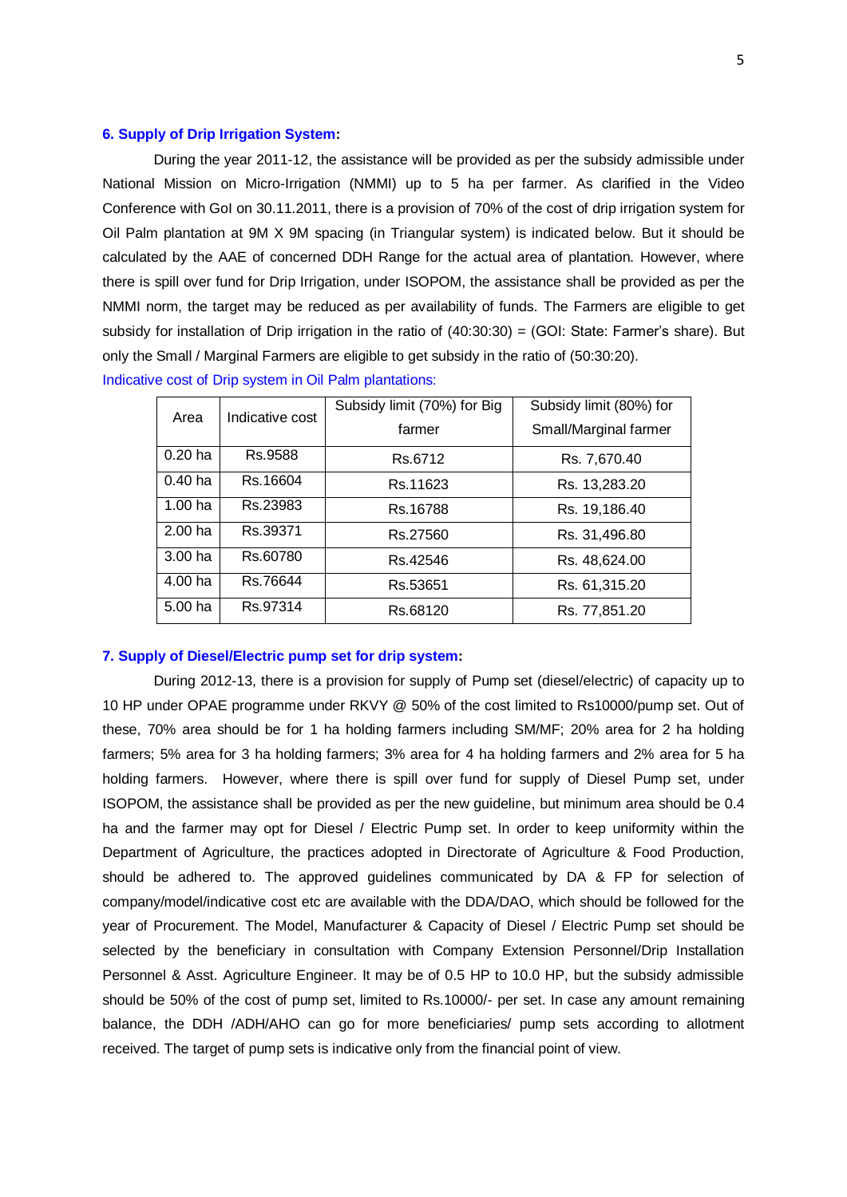### 6. Supply of Drip Irrigation System:

During the year 2011-12, the assistance will be provided as per the subsidy admissible under National Mission on Micro-Irrigation (NMMI) up to 5 ha per farmer. As clarified in the Video Conference with GoI on 30.11.2011, there is a provision of 70% of the cost of drip irrigation system for Oil Palm plantation at 9M X 9M spacing (in Triangular system) is indicated below. But it should be calculated by the AAE of concerned DDH Range for the actual area of plantation. However, where there is spill over fund for Drip Irrigation, under ISOPOM, the assistance shall be provided as per the NMMI norm, the target may be reduced as per availability of funds. The Farmers are eligible to get subsidy for installation of Drip irrigation in the ratio of (40:30:30) = (GOI: State: Farmer's share). But only the Small / Marginal Farmers are eligible to get subsidy in the ratio of (50:30:20).

Indicative cost of Drip system in Oil Palm plantations:

| Area | Indicative cost | Subsidy limit (70%) for Big farmer | Subsidy limit (80%) for Small/Marginal farmer |
|---|---|---|---|
| 0.20 ha | Rs.9588 | Rs.6712 | Rs. 7,670.40 |
| 0.40 ha | Rs.16604 | Rs.11623 | Rs. 13,283.20 |
| 1.00 ha | Rs.23983 | Rs.16788 | Rs. 19,186.40 |
| 2.00 ha | Rs.39371 | Rs.27560 | Rs. 31,496.80 |
| 3.00 ha | Rs.60780 | Rs.42546 | Rs. 48,624.00 |
| 4.00 ha | Rs.76644 | Rs.53651 | Rs. 61,315.20 |
| 5.00 ha | Rs.97314 | Rs.68120 | Rs. 77,851.20 |

### 7. Supply of Diesel/Electric pump set for drip system:

During 2012-13, there is a provision for supply of Pump set (diesel/electric) of capacity up to 10 HP under OPAE programme under RKVY @ 50% of the cost limited to Rs10000/pump set. Out of these, 70% area should be for 1 ha holding farmers including SM/MF; 20% area for 2 ha holding farmers; 5% area for 3 ha holding farmers; 3% area for 4 ha holding farmers and 2% area for 5 ha holding farmers. However, where there is spill over fund for supply of Diesel Pump set, under ISOPOM, the assistance shall be provided as per the new guideline, but minimum area should be 0.4 ha and the farmer may opt for Diesel / Electric Pump set. In order to keep uniformity within the Department of Agriculture, the practices adopted in Directorate of Agriculture & Food Production, should be adhered to. The approved guidelines communicated by DA & FP for selection of company/model/indicative cost etc are available with the DDA/DAO, which should be followed for the year of Procurement. The Model, Manufacturer & Capacity of Diesel / Electric Pump set should be selected by the beneficiary in consultation with Company Extension Personnel/Drip Installation Personnel & Asst. Agriculture Engineer. It may be of 0.5 HP to 10.0 HP, but the subsidy admissible should be 50% of the cost of pump set, limited to Rs.10000/- per set. In case any amount remaining balance, the DDH /ADH/AHO can go for more beneficiaries/ pump sets according to allotment received. The target of pump sets is indicative only from the financial point of view.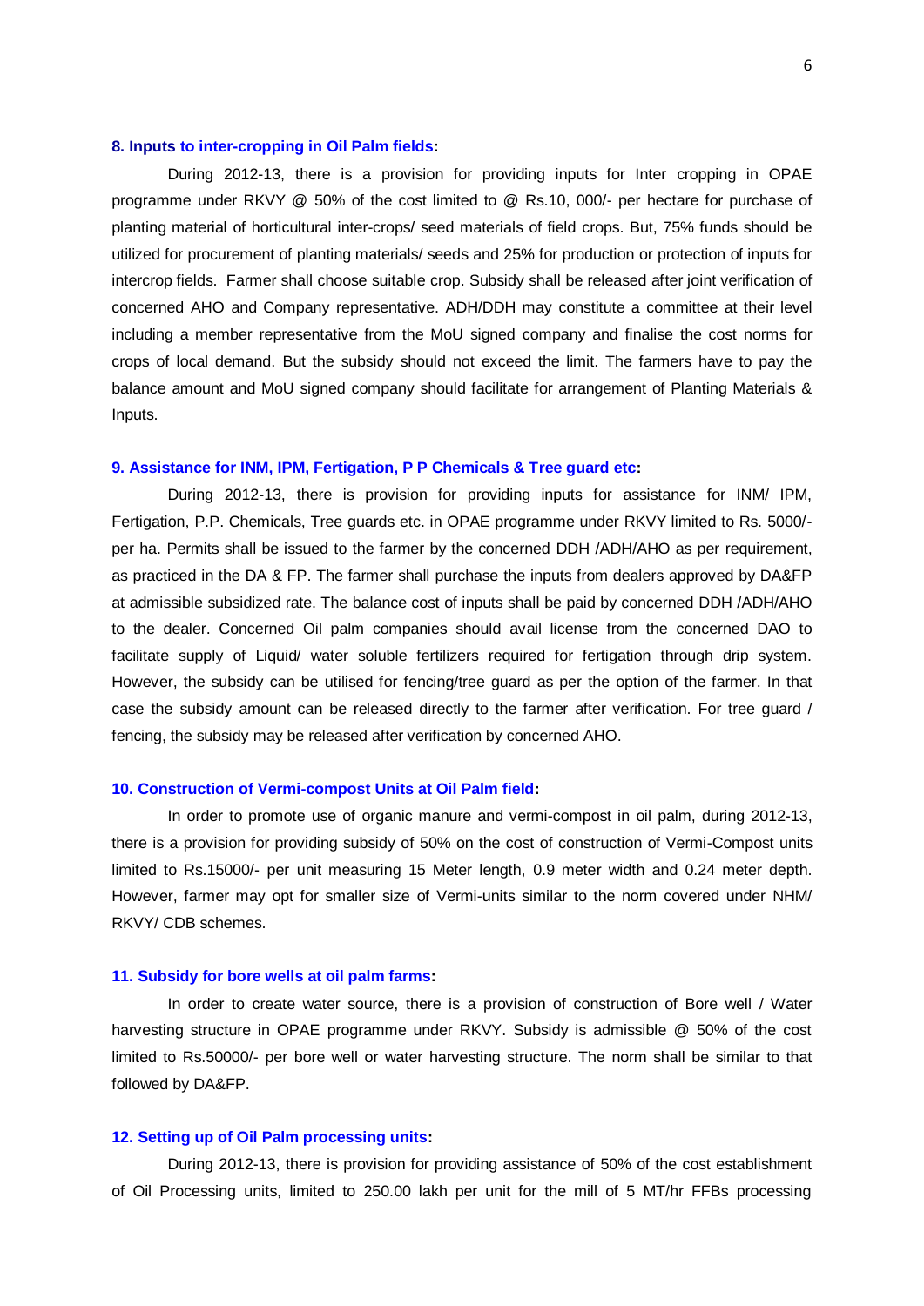### 8. Inputs to inter-cropping in Oil Palm fields:

During 2012-13, there is a provision for providing inputs for Inter cropping in OPAE programme under RKVY @ 50% of the cost limited to @ Rs.10, 000/- per hectare for purchase of planting material of horticultural inter-crops/ seed materials of field crops. But, 75% funds should be utilized for procurement of planting materials/ seeds and 25% for production or protection of inputs for intercrop fields. Farmer shall choose suitable crop. Subsidy shall be released after joint verification of concerned AHO and Company representative. ADH/DDH may constitute a committee at their level including a member representative from the MoU signed company and finalise the cost norms for crops of local demand. But the subsidy should not exceed the limit. The farmers have to pay the balance amount and MoU signed company should facilitate for arrangement of Planting Materials & Inputs.

### 9. Assistance for INM, IPM, Fertigation, P P Chemicals & Tree guard etc:

During 2012-13, there is provision for providing inputs for assistance for INM/ IPM, Fertigation, P.P. Chemicals, Tree guards etc. in OPAE programme under RKVY limited to Rs. 5000/- per ha. Permits shall be issued to the farmer by the concerned DDH /ADH/AHO as per requirement, as practiced in the DA & FP. The farmer shall purchase the inputs from dealers approved by DA&FP at admissible subsidized rate. The balance cost of inputs shall be paid by concerned DDH /ADH/AHO to the dealer. Concerned Oil palm companies should avail license from the concerned DAO to facilitate supply of Liquid/ water soluble fertilizers required for fertigation through drip system. However, the subsidy can be utilised for fencing/tree guard as per the option of the farmer. In that case the subsidy amount can be released directly to the farmer after verification. For tree guard / fencing, the subsidy may be released after verification by concerned AHO.

### 10. Construction of Vermi-compost Units at Oil Palm field:

In order to promote use of organic manure and vermi-compost in oil palm, during 2012-13, there is a provision for providing subsidy of 50% on the cost of construction of Vermi-Compost units limited to Rs.15000/- per unit measuring 15 Meter length, 0.9 meter width and 0.24 meter depth. However, farmer may opt for smaller size of Vermi-units similar to the norm covered under NHM/ RKVY/ CDB schemes.

### 11. Subsidy for bore wells at oil palm farms:

In order to create water source, there is a provision of construction of Bore well / Water harvesting structure in OPAE programme under RKVY. Subsidy is admissible @ 50% of the cost limited to Rs.50000/- per bore well or water harvesting structure. The norm shall be similar to that followed by DA&FP.

### 12. Setting up of Oil Palm processing units:

During 2012-13, there is provision for providing assistance of 50% of the cost establishment of Oil Processing units, limited to 250.00 lakh per unit for the mill of 5 MT/hr FFBs processing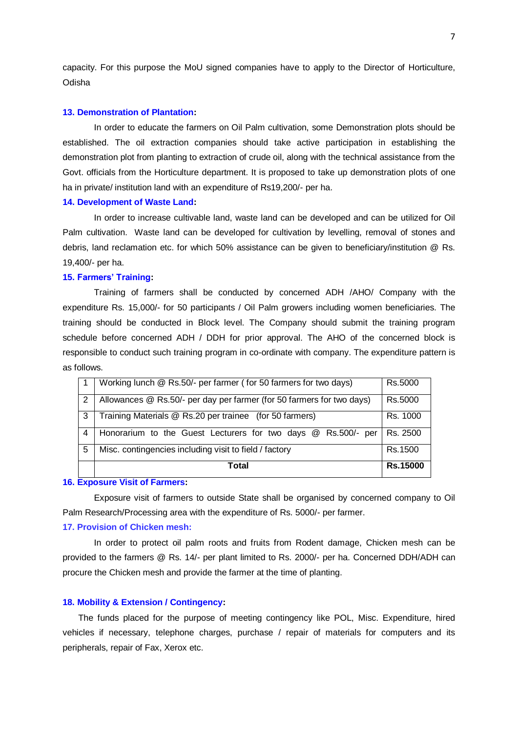capacity. For this purpose the MoU signed companies have to apply to the Director of Horticulture, Odisha

### 13. Demonstration of Plantation:

In order to educate the farmers on Oil Palm cultivation, some Demonstration plots should be established. The oil extraction companies should take active participation in establishing the demonstration plot from planting to extraction of crude oil, along with the technical assistance from the Govt. officials from the Horticulture department. It is proposed to take up demonstration plots of one ha in private/ institution land with an expenditure of Rs19,200/- per ha.

### 14. Development of Waste Land:

In order to increase cultivable land, waste land can be developed and can be utilized for Oil Palm cultivation. Waste land can be developed for cultivation by levelling, removal of stones and debris, land reclamation etc. for which 50% assistance can be given to beneficiary/institution @ Rs. 19,400/- per ha.

### 15. Farmers' Training:

Training of farmers shall be conducted by concerned ADH /AHO/ Company with the expenditure Rs. 15,000/- for 50 participants / Oil Palm growers including women beneficiaries. The training should be conducted in Block level. The Company should submit the training program schedule before concerned ADH / DDH for prior approval. The AHO of the concerned block is responsible to conduct such training program in co-ordinate with company. The expenditure pattern is as follows.

| | | |
|---|---|---|
| 1 | Working lunch @ Rs.50/- per farmer ( for 50 farmers for two days) | Rs.5000 |
| 2 | Allowances @ Rs.50/- per day per farmer (for 50 farmers for two days) | Rs.5000 |
| 3 | Training Materials @ Rs.20 per trainee (for 50 farmers) | Rs. 1000 |
| 4 | Honorarium to the Guest Lecturers for two days @ Rs.500/- per | Rs. 2500 |
| 5 | Misc. contingencies including visit to field / factory | Rs.1500 |
| | **Total** | **Rs.15000** |

### 16. Exposure Visit of Farmers:

Exposure visit of farmers to outside State shall be organised by concerned company to Oil Palm Research/Processing area with the expenditure of Rs. 5000/- per farmer.

### 17. Provision of Chicken mesh:

In order to protect oil palm roots and fruits from Rodent damage, Chicken mesh can be provided to the farmers @ Rs. 14/- per plant limited to Rs. 2000/- per ha. Concerned DDH/ADH can procure the Chicken mesh and provide the farmer at the time of planting.

### 18. Mobility & Extension / Contingency:

The funds placed for the purpose of meeting contingency like POL, Misc. Expenditure, hired vehicles if necessary, telephone charges, purchase / repair of materials for computers and its peripherals, repair of Fax, Xerox etc.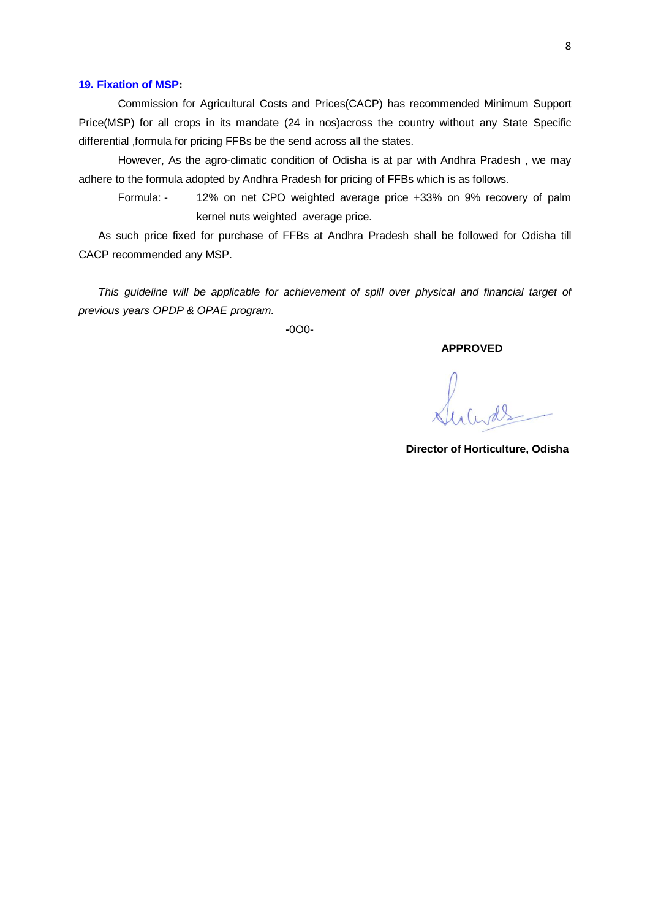### 19. Fixation of MSP:

Commission for Agricultural Costs and Prices(CACP) has recommended Minimum Support Price(MSP) for all crops in its mandate (24 in nos)across the country without any State Specific differential ,formula for pricing FFBs be the send across all the states.

However, As the agro-climatic condition of Odisha is at par with Andhra Pradesh , we may adhere to the formula adopted by Andhra Pradesh for pricing of FFBs which is as follows.

Formula: - 12% on net CPO weighted average price +33% on 9% recovery of palm kernel nuts weighted average price.

As such price fixed for purchase of FFBs at Andhra Pradesh shall be followed for Odisha till CACP recommended any MSP.

*This guideline will be applicable for achievement of spill over physical and financial target of previous years OPDP & OPAE program.*

-0O0-

**APPROVED**

**Director of Horticulture, Odisha**